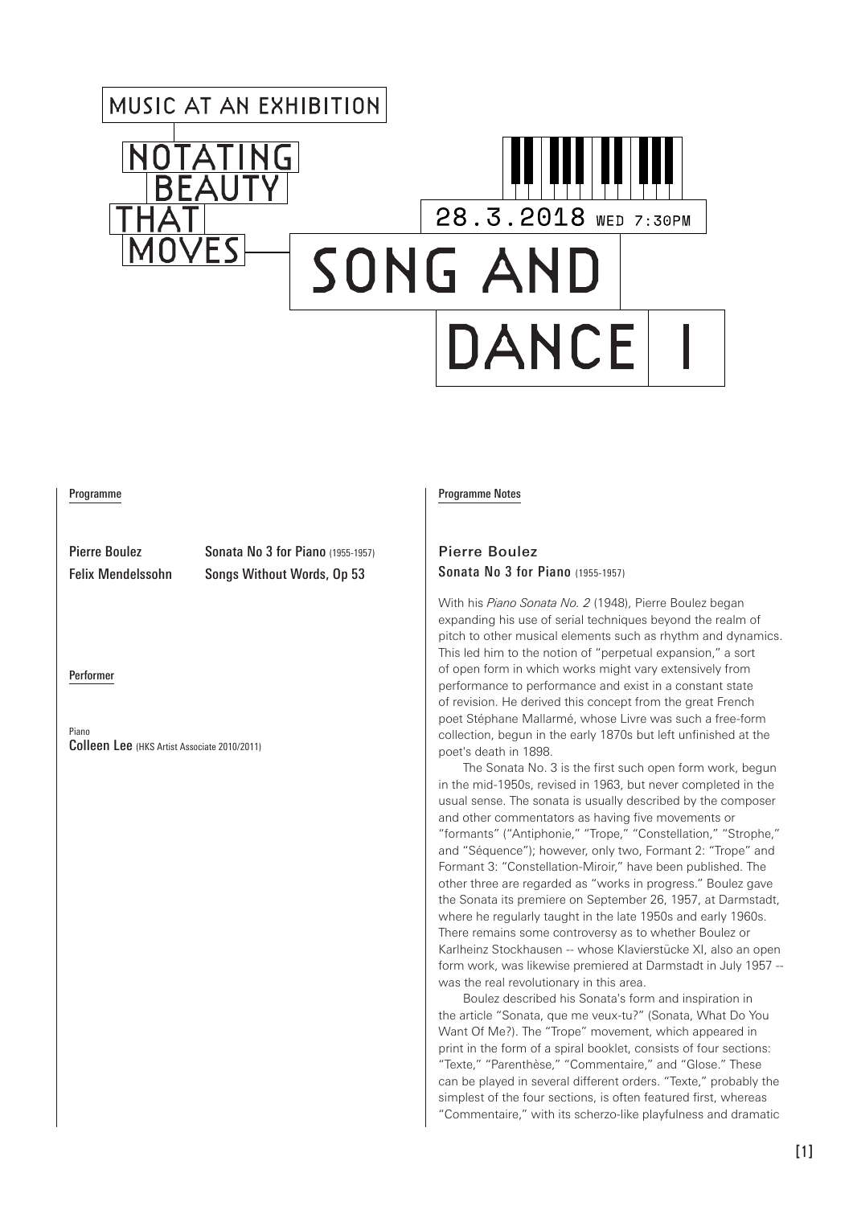# MUSIC AT AN EXHIBITION

## NOTATING BEAUTY THAT MOVES

28.3.2018 WED 7:30PM

# SONG AND DANCE I

### Programme

| | |
|---|---|
| Pierre Boulez | Sonata No 3 for Piano (1955-1957) |
| Felix Mendelssohn | Songs Without Words, Op 53 |

### Performer

Piano
**Colleen Lee** (HKS Artist Associate 2010/2011)

### Programme Notes

#### Pierre Boulez
**Sonata No 3 for Piano** (1955-1957)

With his *Piano Sonata No. 2* (1948), Pierre Boulez began expanding his use of serial techniques beyond the realm of pitch to other musical elements such as rhythm and dynamics. This led him to the notion of "perpetual expansion," a sort of open form in which works might vary extensively from performance to performance and exist in a constant state of revision. He derived this concept from the great French poet Stéphane Mallarmé, whose Livre was such a free-form collection, begun in the early 1870s but left unfinished at the poet's death in 1898.

The Sonata No. 3 is the first such open form work, begun in the mid-1950s, revised in 1963, but never completed in the usual sense. The sonata is usually described by the composer and other commentators as having five movements or "formants" ("Antiphonie," "Trope," "Constellation," "Strophe," and "Séquence"); however, only two, Formant 2: "Trope" and Formant 3: "Constellation-Miroir," have been published. The other three are regarded as "works in progress." Boulez gave the Sonata its premiere on September 26, 1957, at Darmstadt, where he regularly taught in the late 1950s and early 1960s. There remains some controversy as to whether Boulez or Karlheinz Stockhausen -- whose Klavierstücke XI, also an open form work, was likewise premiered at Darmstadt in July 1957 -- was the real revolutionary in this area.

Boulez described his Sonata's form and inspiration in the article "Sonata, que me veux-tu?" (Sonata, What Do You Want Of Me?). The "Trope" movement, which appeared in print in the form of a spiral booklet, consists of four sections: "Texte," "Parenthèse," "Commentaire," and "Glose." These can be played in several different orders. "Texte," probably the simplest of the four sections, is often featured first, whereas "Commentaire," with its scherzo-like playfulness and dramatic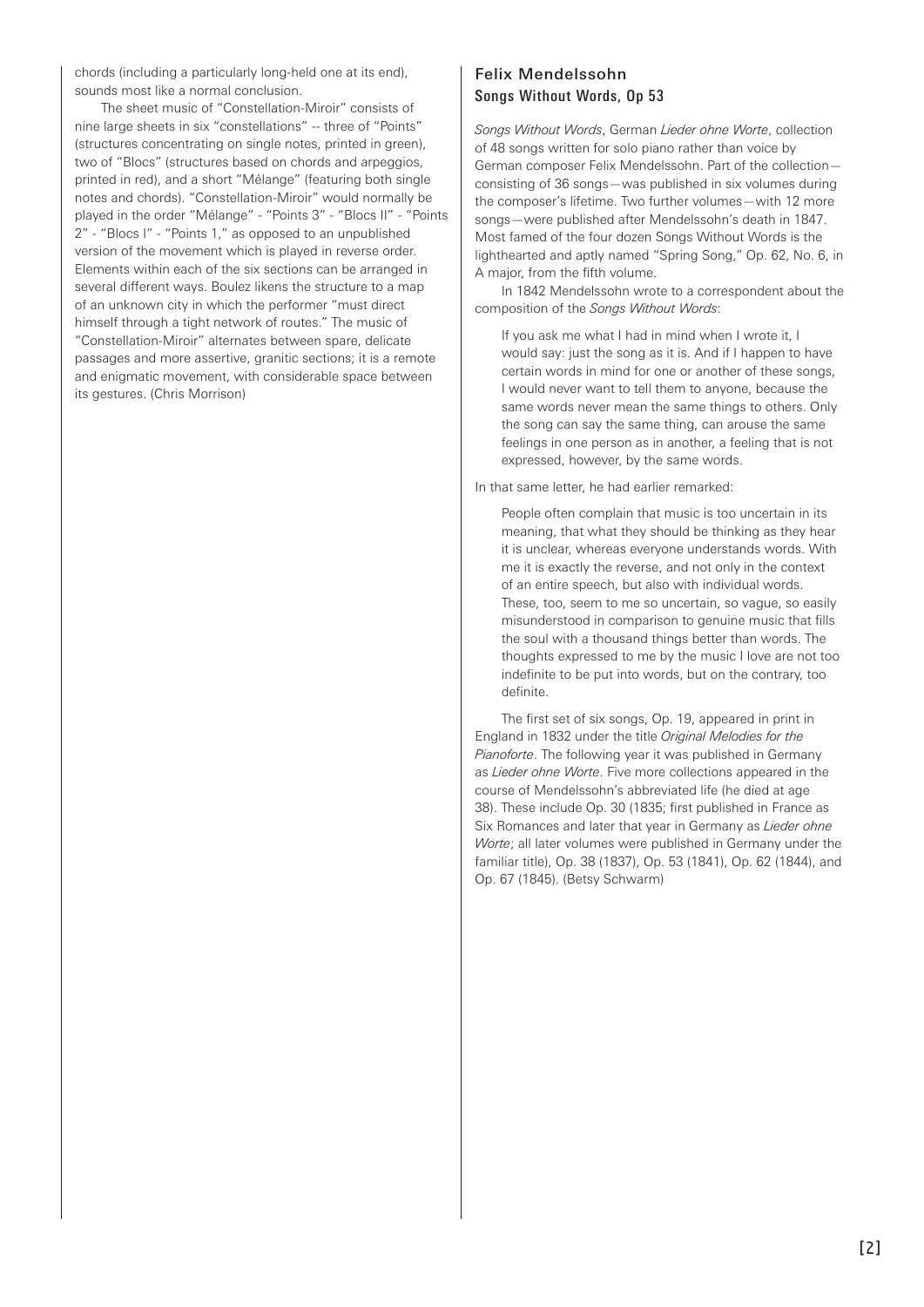chords (including a particularly long-held one at its end), sounds most like a normal conclusion.

The sheet music of "Constellation-Miroir" consists of nine large sheets in six "constellations" -- three of "Points" (structures concentrating on single notes, printed in green), two of "Blocs" (structures based on chords and arpeggios, printed in red), and a short "Mélange" (featuring both single notes and chords). "Constellation-Miroir" would normally be played in the order "Mélange" - "Points 3" - "Blocs II" - "Points 2" - "Blocs I" - "Points 1," as opposed to an unpublished version of the movement which is played in reverse order. Elements within each of the six sections can be arranged in several different ways. Boulez likens the structure to a map of an unknown city in which the performer "must direct himself through a tight network of routes." The music of "Constellation-Miroir" alternates between spare, delicate passages and more assertive, granitic sections; it is a remote and enigmatic movement, with considerable space between its gestures. (Chris Morrison)

## Felix Mendelssohn
### Songs Without Words, Op 53

*Songs Without Words*, German *Lieder ohne Worte*, collection of 48 songs written for solo piano rather than voice by German composer Felix Mendelssohn. Part of the collection—consisting of 36 songs—was published in six volumes during the composer's lifetime. Two further volumes—with 12 more songs—were published after Mendelssohn's death in 1847. Most famed of the four dozen Songs Without Words is the lighthearted and aptly named "Spring Song," Op. 62, No. 6, in A major, from the fifth volume.

In 1842 Mendelssohn wrote to a correspondent about the composition of the *Songs Without Words*:

> If you ask me what I had in mind when I wrote it, I would say: just the song as it is. And if I happen to have certain words in mind for one or another of these songs, I would never want to tell them to anyone, because the same words never mean the same things to others. Only the song can say the same thing, can arouse the same feelings in one person as in another, a feeling that is not expressed, however, by the same words.

In that same letter, he had earlier remarked:

> People often complain that music is too uncertain in its meaning, that what they should be thinking as they hear it is unclear, whereas everyone understands words. With me it is exactly the reverse, and not only in the context of an entire speech, but also with individual words. These, too, seem to me so uncertain, so vague, so easily misunderstood in comparison to genuine music that fills the soul with a thousand things better than words. The thoughts expressed to me by the music I love are not too indefinite to be put into words, but on the contrary, too definite.

The first set of six songs, Op. 19, appeared in print in England in 1832 under the title *Original Melodies for the Pianoforte*. The following year it was published in Germany as *Lieder ohne Worte*. Five more collections appeared in the course of Mendelssohn's abbreviated life (he died at age 38). These include Op. 30 (1835; first published in France as Six Romances and later that year in Germany as *Lieder ohne Worte*; all later volumes were published in Germany under the familiar title), Op. 38 (1837), Op. 53 (1841), Op. 62 (1844), and Op. 67 (1845). (Betsy Schwarm)